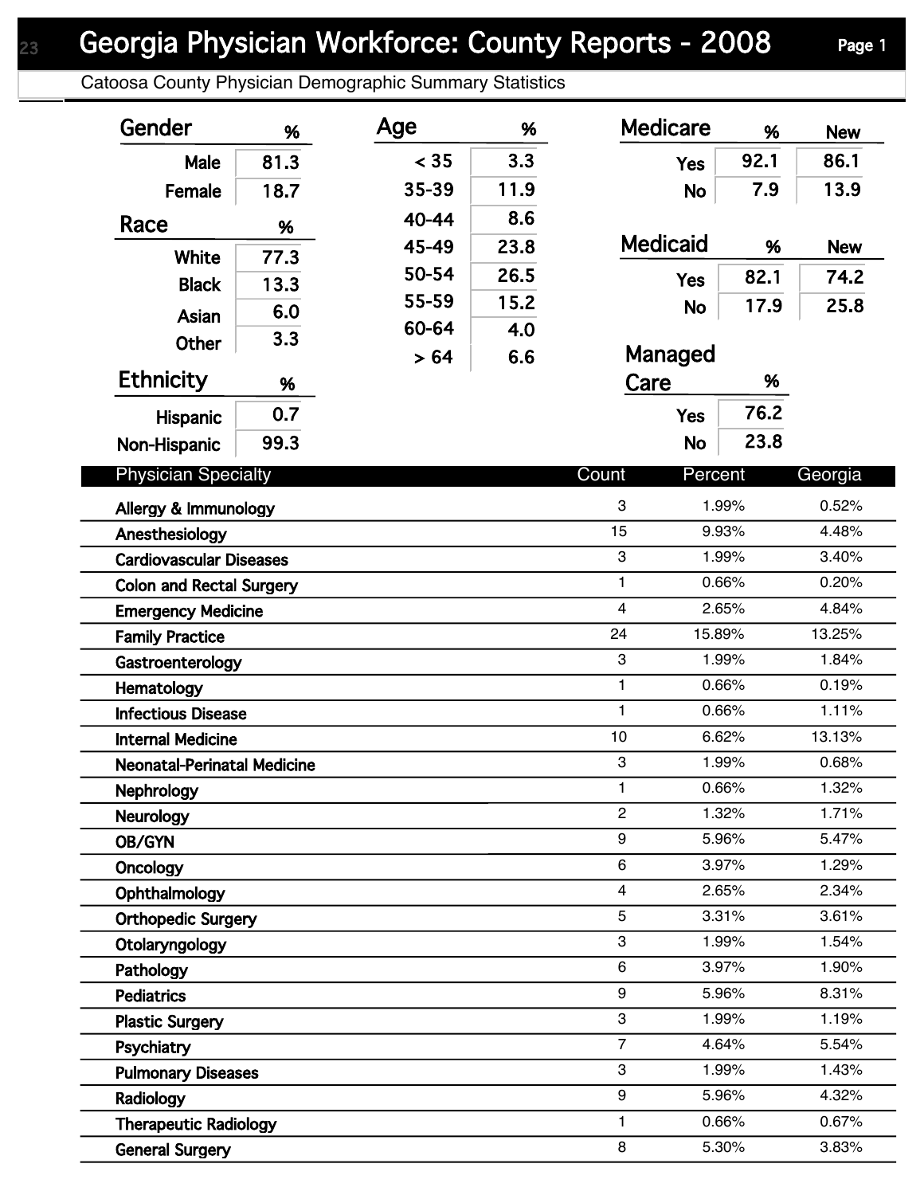# Georgia Physician Workforce: County Reports - 2008

## Catoosa County Physician Demographic Summary Statistics

| Gender | % |
|---|---|
| Male | 81.3 |
| Female | 18.7 |

| Race | % |
|---|---|
| White | 77.3 |
| Black | 13.3 |
| Asian | 6.0 |
| Other | 3.3 |

| Ethnicity | % |
|---|---|
| Hispanic | 0.7 |
| Non-Hispanic | 99.3 |

| Age | % |
|---|---|
| < 35 | 3.3 |
| 35-39 | 11.9 |
| 40-44 | 8.6 |
| 45-49 | 23.8 |
| 50-54 | 26.5 |
| 55-59 | 15.2 |
| 60-64 | 4.0 |
| > 64 | 6.6 |

| Medicare | % | New |
|---|---|---|
| Yes | 92.1 | 86.1 |
| No | 7.9 | 13.9 |

| Medicaid | % | New |
|---|---|---|
| Yes | 82.1 | 74.2 |
| No | 17.9 | 25.8 |

| Managed Care | % |
|---|---|
| Yes | 76.2 |
| No | 23.8 |

| Physician Specialty | Count | Percent | Georgia |
|---|---|---|---|
| Allergy & Immunology | 3 | 1.99% | 0.52% |
| Anesthesiology | 15 | 9.93% | 4.48% |
| Cardiovascular Diseases | 3 | 1.99% | 3.40% |
| Colon and Rectal Surgery | 1 | 0.66% | 0.20% |
| Emergency Medicine | 4 | 2.65% | 4.84% |
| Family Practice | 24 | 15.89% | 13.25% |
| Gastroenterology | 3 | 1.99% | 1.84% |
| Hematology | 1 | 0.66% | 0.19% |
| Infectious Disease | 1 | 0.66% | 1.11% |
| Internal Medicine | 10 | 6.62% | 13.13% |
| Neonatal-Perinatal Medicine | 3 | 1.99% | 0.68% |
| Nephrology | 1 | 0.66% | 1.32% |
| Neurology | 2 | 1.32% | 1.71% |
| OB/GYN | 9 | 5.96% | 5.47% |
| Oncology | 6 | 3.97% | 1.29% |
| Ophthalmology | 4 | 2.65% | 2.34% |
| Orthopedic Surgery | 5 | 3.31% | 3.61% |
| Otolaryngology | 3 | 1.99% | 1.54% |
| Pathology | 6 | 3.97% | 1.90% |
| Pediatrics | 9 | 5.96% | 8.31% |
| Plastic Surgery | 3 | 1.99% | 1.19% |
| Psychiatry | 7 | 4.64% | 5.54% |
| Pulmonary Diseases | 3 | 1.99% | 1.43% |
| Radiology | 9 | 5.96% | 4.32% |
| Therapeutic Radiology | 1 | 0.66% | 0.67% |
| General Surgery | 8 | 5.30% | 3.83% |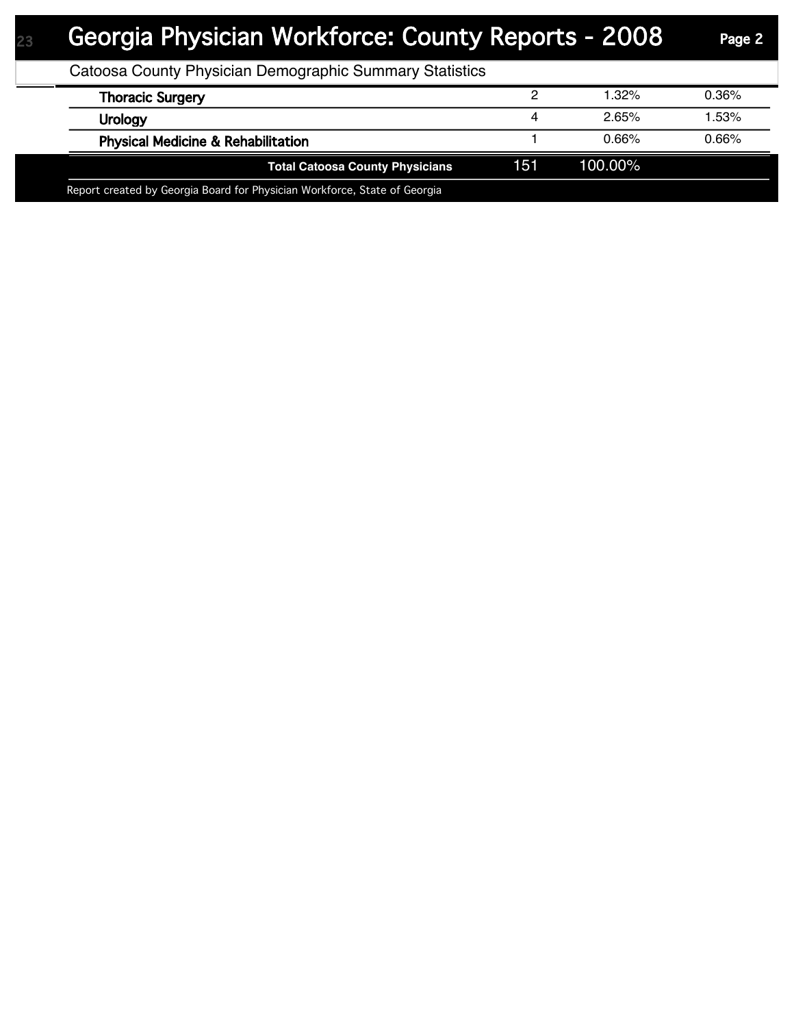## Catoosa County Physician Demographic Summary Statistics

| | | | |
|---|---|---|---|
| **Thoracic Surgery** | 2 | 1.32% | 0.36% |
| **Urology** | 4 | 2.65% | 1.53% |
| **Physical Medicine & Rehabilitation** | 1 | 0.66% | 0.66% |
| **Total Catoosa County Physicians** | 151 | 100.00% | |

Report created by Georgia Board for Physician Workforce, State of Georgia